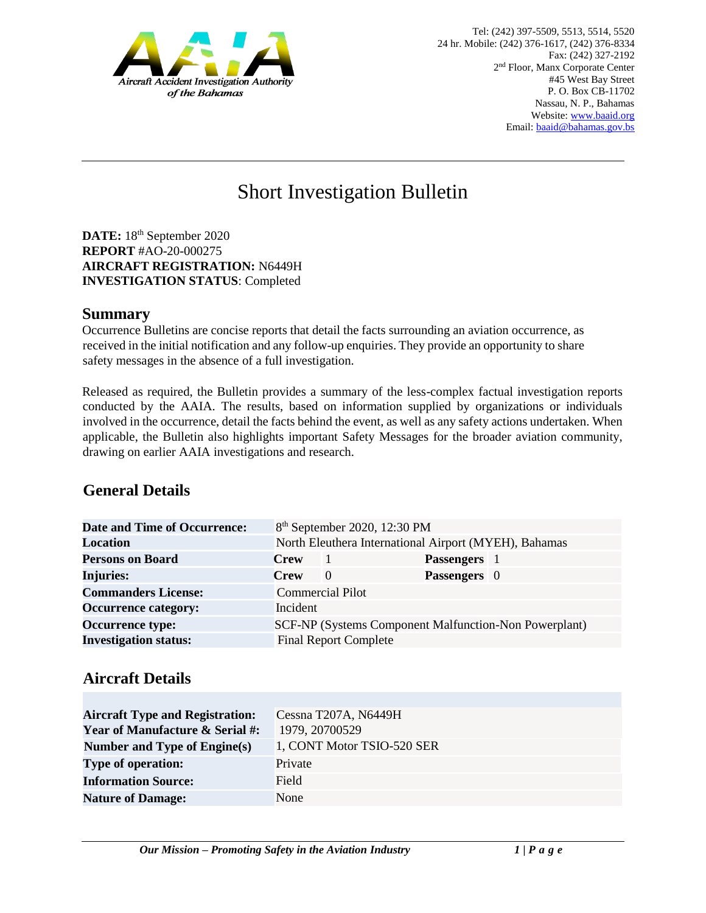Aircraft Accident Investigation Authority of the Bahamas

Tel: (242) 397-5509, 5513, 5514, 5520
24 hr. Mobile: (242) 376-1617, (242) 376-8334
Fax: (242) 327-2192
2nd Floor, Manx Corporate Center
#45 West Bay Street
P. O. Box CB-11702
Nassau, N. P., Bahamas
Website: www.baaid.org
Email: baaid@bahamas.gov.bs

# Short Investigation Bulletin

**DATE:** 18th September 2020
**REPORT** #AO-20-000275
**AIRCRAFT REGISTRATION:** N6449H
**INVESTIGATION STATUS**: Completed

## Summary

Occurrence Bulletins are concise reports that detail the facts surrounding an aviation occurrence, as received in the initial notification and any follow-up enquiries. They provide an opportunity to share safety messages in the absence of a full investigation.

Released as required, the Bulletin provides a summary of the less-complex factual investigation reports conducted by the AAIA. The results, based on information supplied by organizations or individuals involved in the occurrence, detail the facts behind the event, as well as any safety actions undertaken. When applicable, the Bulletin also highlights important Safety Messages for the broader aviation community, drawing on earlier AAIA investigations and research.

## General Details

| | | | | |
|---|---|---|---|---|
| **Date and Time of Occurrence:** | 8th September 2020, 12:30 PM | | | |
| **Location** | North Eleuthera International Airport (MYEH), Bahamas | | | |
| **Persons on Board** | **Crew** | 1 | **Passengers** | 1 |
| **Injuries:** | **Crew** | 0 | **Passengers** | 0 |
| **Commanders License:** | Commercial Pilot | | | |
| **Occurrence category:** | Incident | | | |
| **Occurrence type:** | SCF-NP (Systems Component Malfunction-Non Powerplant) | | | |
| **Investigation status:** | Final Report Complete | | | |

## Aircraft Details

| | |
|---|---|
| **Aircraft Type and Registration:** | Cessna T207A, N6449H |
| **Year of Manufacture & Serial #:** | 1979, 20700529 |
| **Number and Type of Engine(s)** | 1, CONT Motor TSIO-520 SER |
| **Type of operation:** | Private |
| **Information Source:** | Field |
| **Nature of Damage:** | None |

*Our Mission – Promoting Safety in the Aviation Industry*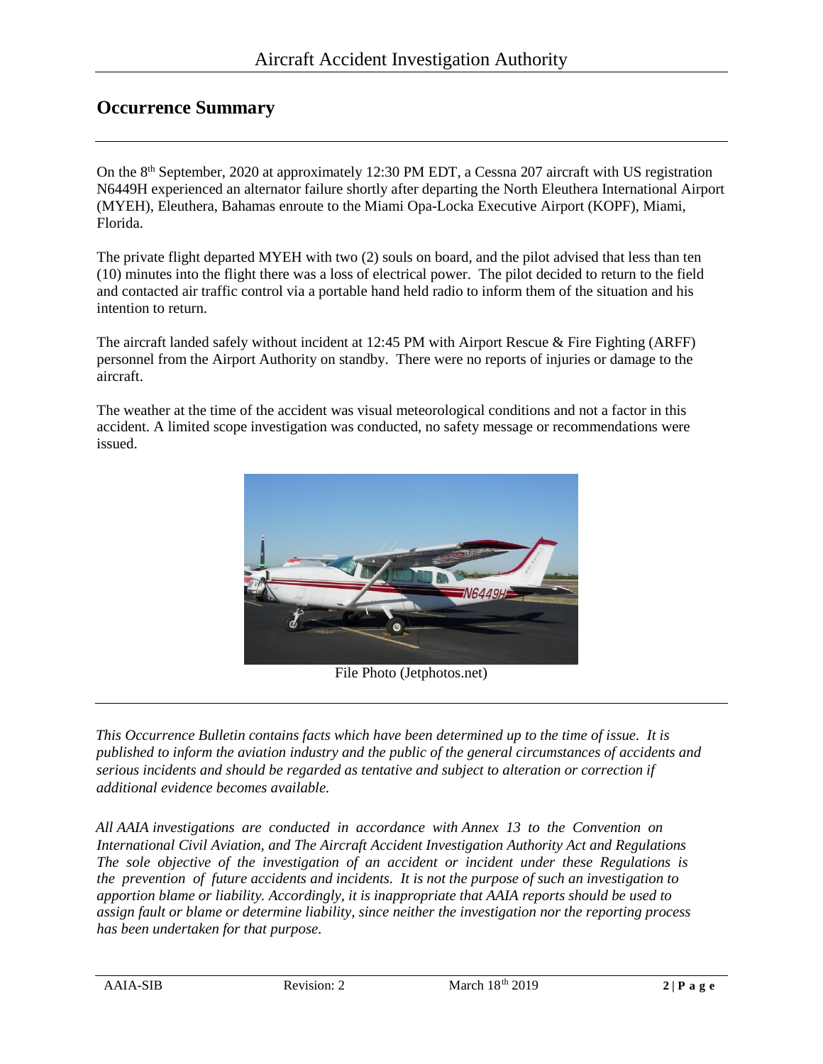## Occurrence Summary

On the 8th September, 2020 at approximately 12:30 PM EDT, a Cessna 207 aircraft with US registration N6449H experienced an alternator failure shortly after departing the North Eleuthera International Airport (MYEH), Eleuthera, Bahamas enroute to the Miami Opa-Locka Executive Airport (KOPF), Miami, Florida.

The private flight departed MYEH with two (2) souls on board, and the pilot advised that less than ten (10) minutes into the flight there was a loss of electrical power. The pilot decided to return to the field and contacted air traffic control via a portable hand held radio to inform them of the situation and his intention to return.

The aircraft landed safely without incident at 12:45 PM with Airport Rescue & Fire Fighting (ARFF) personnel from the Airport Authority on standby. There were no reports of injuries or damage to the aircraft.

The weather at the time of the accident was visual meteorological conditions and not a factor in this accident. A limited scope investigation was conducted, no safety message or recommendations were issued.

File Photo (Jetphotos.net)

*This Occurrence Bulletin contains facts which have been determined up to the time of issue. It is published to inform the aviation industry and the public of the general circumstances of accidents and serious incidents and should be regarded as tentative and subject to alteration or correction if additional evidence becomes available.*

*All AAIA investigations are conducted in accordance with Annex 13 to the Convention on International Civil Aviation, and The Aircraft Accident Investigation Authority Act and Regulations The sole objective of the investigation of an accident or incident under these Regulations is the prevention of future accidents and incidents. It is not the purpose of such an investigation to apportion blame or liability. Accordingly, it is inappropriate that AAIA reports should be used to assign fault or blame or determine liability, since neither the investigation nor the reporting process has been undertaken for that purpose.*